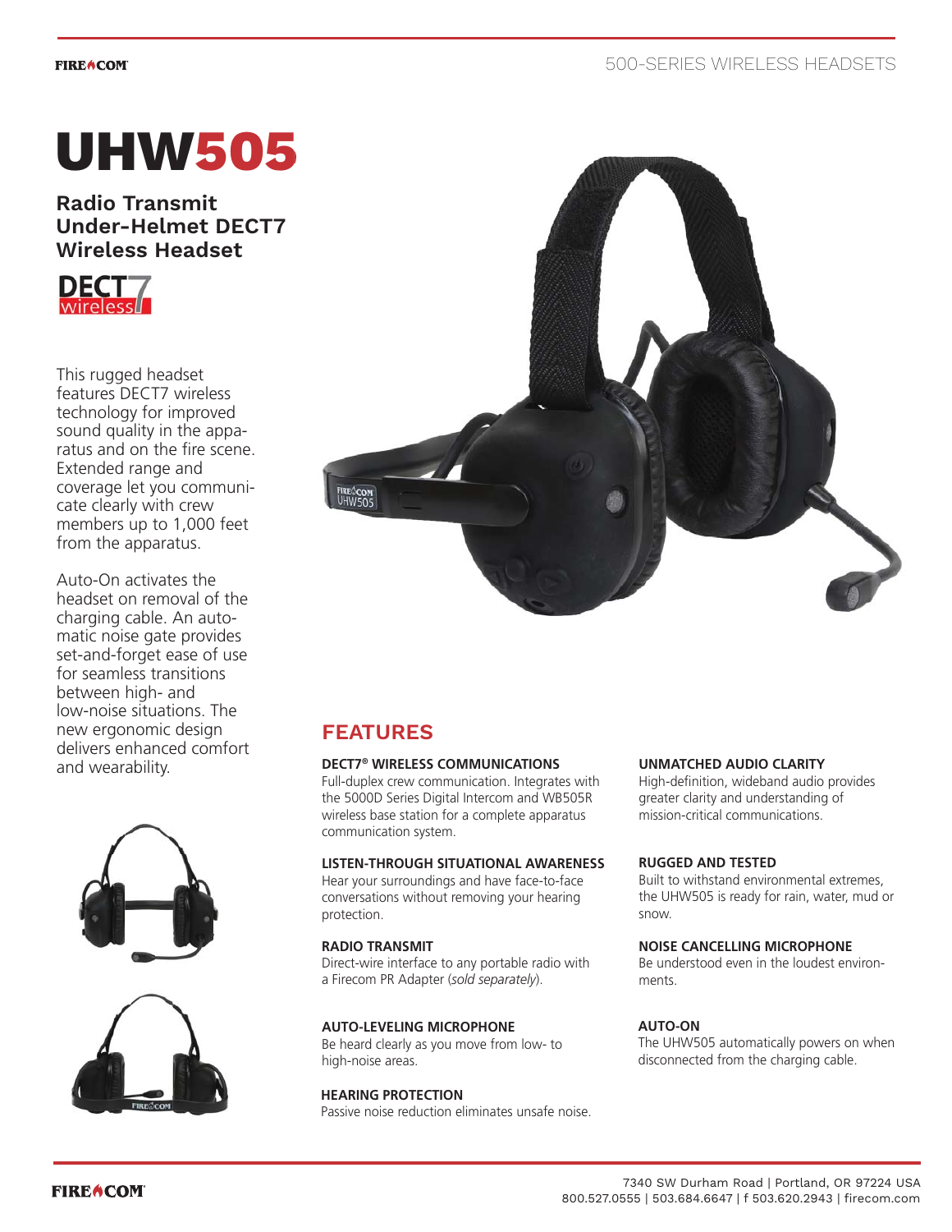# UHW505

## Radio Transmit Under-Helmet DECT7 Wireless Headset

This rugged headset features DECT7 wireless technology for improved sound quality in the apparatus and on the fire scene. Extended range and coverage let you communicate clearly with crew members up to 1,000 feet from the apparatus.

Auto-On activates the headset on removal of the charging cable. An automatic noise gate provides set-and-forget ease of use for seamless transitions between high- and low-noise situations. The new ergonomic design delivers enhanced comfort and wearability.

## FEATURES

**DECT7® WIRELESS COMMUNICATIONS**
Full-duplex crew communication. Integrates with the 5000D Series Digital Intercom and WB505R wireless base station for a complete apparatus communication system.

**LISTEN-THROUGH SITUATIONAL AWARENESS**
Hear your surroundings and have face-to-face conversations without removing your hearing protection.

**RADIO TRANSMIT**
Direct-wire interface to any portable radio with a Firecom PR Adapter (*sold separately*).

**AUTO-LEVELING MICROPHONE**
Be heard clearly as you move from low- to high-noise areas.

**HEARING PROTECTION**
Passive noise reduction eliminates unsafe noise.

**UNMATCHED AUDIO CLARITY**
High-definition, wideband audio provides greater clarity and understanding of mission-critical communications.

**RUGGED AND TESTED**
Built to withstand environmental extremes, the UHW505 is ready for rain, water, mud or snow.

**NOISE CANCELLING MICROPHONE**
Be understood even in the loudest environments.

**AUTO-ON**
The UHW505 automatically powers on when disconnected from the charging cable.

7340 SW Durham Road | Portland, OR 97224 USA
800.527.0555 | 503.684.6647 | f 503.620.2943 | firecom.com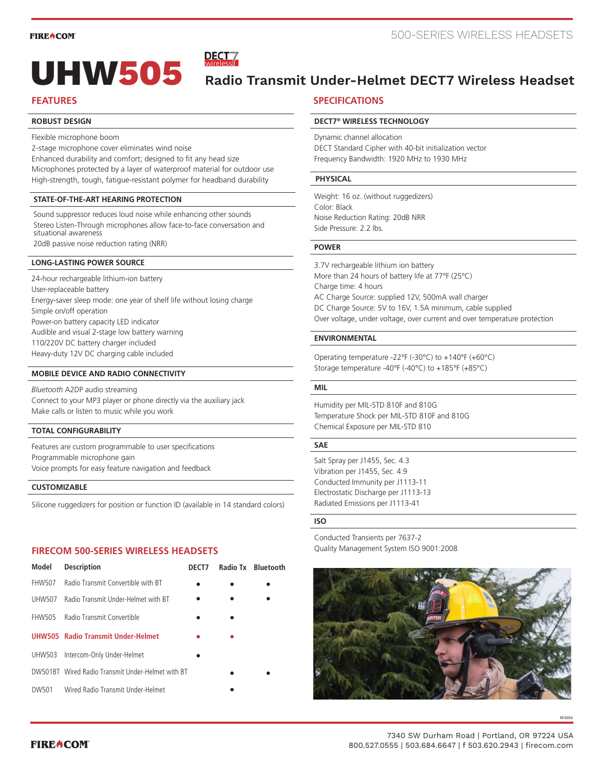# UHW505

## Radio Transmit Under-Helmet DECT7 Wireless Headset

500-SERIES WIRELESS HEADSETS

## FEATURES

### ROBUST DESIGN

Flexible microphone boom
2-stage microphone cover eliminates wind noise
Enhanced durability and comfort; designed to fit any head size
Microphones protected by a layer of waterproof material for outdoor use
High-strength, tough, fatigue-resistant polymer for headband durability

### STATE-OF-THE-ART HEARING PROTECTION

Sound suppressor reduces loud noise while enhancing other sounds
Stereo Listen-Through microphones allow face-to-face conversation and situational awareness
20dB passive noise reduction rating (NRR)

### LONG-LASTING POWER SOURCE

24-hour rechargeable lithium-ion battery
User-replaceable battery
Energy-saver sleep mode: one year of shelf life without losing charge
Simple on/off operation
Power-on battery capacity LED indicator
Audible and visual 2-stage low battery warning
110/220V DC battery charger included
Heavy-duty 12V DC charging cable included

### MOBILE DEVICE AND RADIO CONNECTIVITY

*Bluetooth* A2DP audio streaming
Connect to your MP3 player or phone directly via the auxiliary jack
Make calls or listen to music while you work

### TOTAL CONFIGURABILITY

Features are custom programmable to user specifications
Programmable microphone gain
Voice prompts for easy feature navigation and feedback

### CUSTOMIZABLE

Silicone ruggedizers for position or function ID (available in 14 standard colors)

## FIRECOM 500-SERIES WIRELESS HEADSETS

| Model | Description | DECT7 | Radio Tx | Bluetooth |
|---|---|---|---|---|
| FHW507 | Radio Transmit Convertible with BT | ● | ● | ● |
| UHW507 | Radio Transmit Under-Helmet with BT | ● | ● | ● |
| FHW505 | Radio Transmit Convertible | ● | ● | |
| **UHW505** | **Radio Transmit Under-Helmet** | ● | ● | |
| UHW503 | Intercom-Only Under-Helmet | ● | | |
| DW501BT | Wired Radio Transmit Under-Helmet with BT | | ● | ● |
| DW501 | Wired Radio Transmit Under-Helmet | | ● | |

## SPECIFICATIONS

### DECT7® WIRELESS TECHNOLOGY

Dynamic channel allocation
DECT Standard Cipher with 40-bit initialization vector
Frequency Bandwidth: 1920 MHz to 1930 MHz

### PHYSICAL

Weight: 16 oz. (without ruggedizers)
Color: Black
Noise Reduction Rating: 20dB NRR
Side Pressure: 2.2 lbs.

### POWER

3.7V rechargeable lithium ion battery
More than 24 hours of battery life at 77°F (25°C)
Charge time: 4 hours
AC Charge Source: supplied 12V, 500mA wall charger
DC Charge Source: 5V to 16V, 1.5A minimum, cable supplied
Over voltage, under voltage, over current and over temperature protection

### ENVIRONMENTAL

Operating temperature -22°F (-30°C) to +140°F (+60°C)
Storage temperature -40°F (-40°C) to +185°F (+85°C)

### MIL

Humidity per MIL-STD 810F and 810G
Temperature Shock per MIL-STD 810F and 810G
Chemical Exposure per MIL-STD 810

### SAE

Salt Spray per J1455, Sec. 4.3
Vibration per J1455, Sec. 4.9
Conducted Immunity per J1113-11
Electrostatic Discharge per J1113-13
Radiated Emissions per J1113-41

### ISO

Conducted Transients per 7637-2
Quality Management System ISO 9001:2008

M1603A

7340 SW Durham Road | Portland, OR 97224 USA
800.527.0555 | 503.684.6647 | f 503.620.2943 | firecom.com